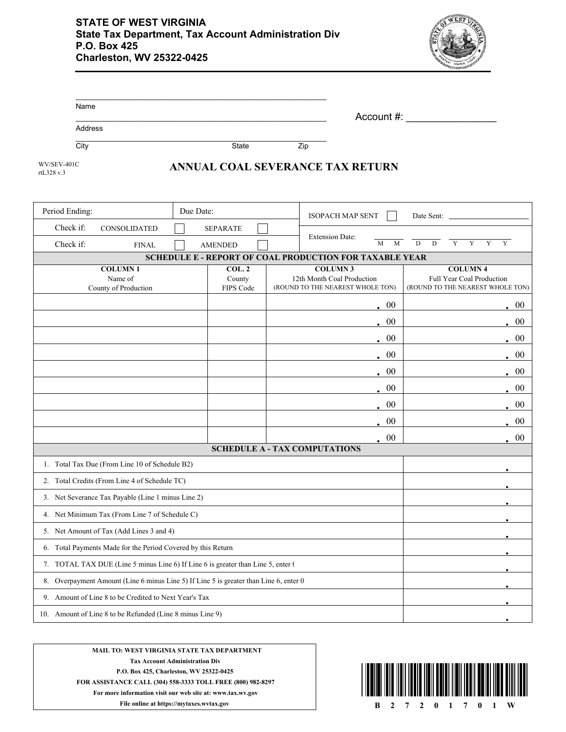**STATE OF WEST VIRGINIA**
**State Tax Department, Tax Account Administration Div**
**P.O. Box 425**
**Charleston, WV 25322-0425**

Name ______________________________

Address ______________________________

City ____________ State ______ Zip ______

Account #: ________________

WV/SEV-401C
rtL328 v.3

# ANNUAL COAL SEVERANCE TAX RETURN

| Period Ending: | Due Date: | ISOPACH MAP SENT ☐ Date Sent: |
|---|---|---|
| Check if: CONSOLIDATED ☐ SEPARATE ☐ | | Extension Date: M M D D Y Y Y Y |
| Check if: FINAL ☐ AMENDED ☐ | | |

## SCHEDULE E - REPORT OF COAL PRODUCTION FOR TAXABLE YEAR

| COLUMN 1<br>Name of<br>County of Production | COL. 2<br>County<br>FIPS Code | COLUMN 3<br>12th Month Coal Production<br>(ROUND TO THE NEAREST WHOLE TON) | COLUMN 4<br>Full Year Coal Production<br>(ROUND TO THE NEAREST WHOLE TON) |
|---|---|---|---|
| | | . 00 | . 00 |
| | | . 00 | . 00 |
| | | . 00 | . 00 |
| | | . 00 | . 00 |
| | | . 00 | . 00 |
| | | . 00 | . 00 |
| | | . 00 | . 00 |
| | | . 00 | . 00 |
| | | . 00 | . 00 |

## SCHEDULE A - TAX COMPUTATIONS

| | |
|---|---|
| 1. Total Tax Due (From Line 10 of Schedule B2) | . |
| 2. Total Credits (From Line 4 of Schedule TC) | . |
| 3. Net Severance Tax Payable (Line 1 minus Line 2) | . |
| 4. Net Minimum Tax (From Line 7 of Schedule C) | . |
| 5. Net Amount of Tax (Add Lines 3 and 4) | . |
| 6. Total Payments Made for the Period Covered by this Return | . |
| 7. TOTAL TAX DUE (Line 5 minus Line 6) If Line 6 is greater than Line 5, enter ( | . |
| 8. Overpayment Amount (Line 6 minus Line 5) If Line 5 is greater than Line 6, enter 0 | . |
| 9. Amount of Line 8 to be Credited to Next Year's Tax | . |
| 10. Amount of Line 8 to be Refunded (Line 8 minus Line 9) | . |

**MAIL TO: WEST VIRGINIA STATE TAX DEPARTMENT**
**Tax Account Administration Div**
**P.O. Box 425, Charleston, WV 25322-0425**
**FOR ASSISTANCE CALL (304) 558-3333 TOLL FREE (800) 982-8297**
**For more information visit our web site at: www.tax.wv.gov**
**File online at https://mytaxes.wvtax.gov**

B 2 7 2 0 1 7 0 1 W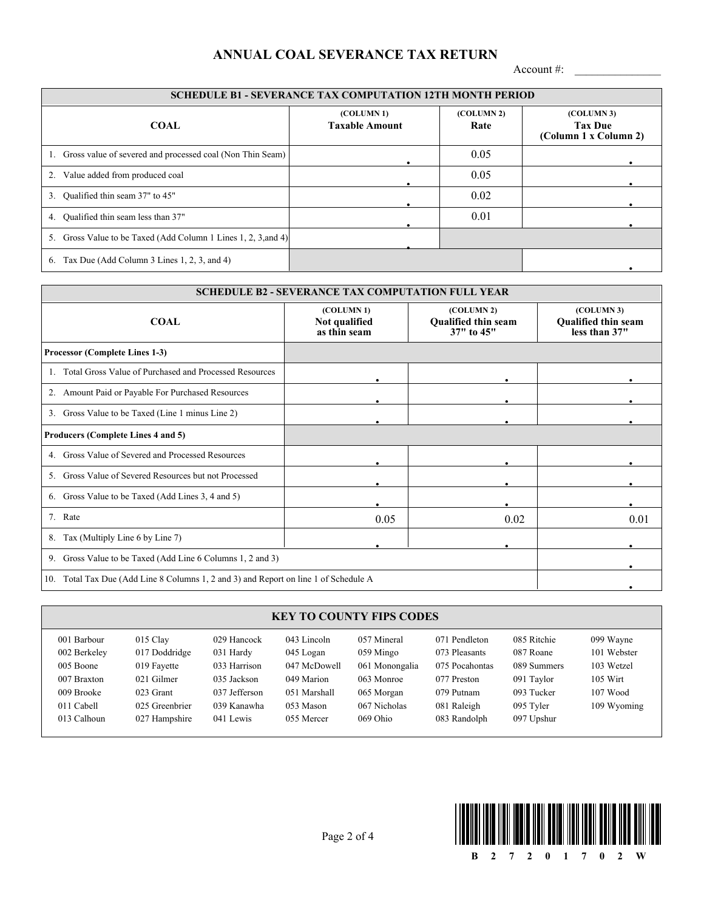# ANNUAL COAL SEVERANCE TAX RETURN

Account #: ______________

| SCHEDULE B1 - SEVERANCE TAX COMPUTATION 12TH MONTH PERIOD | | | |
|---|---|---|---|
| **COAL** | (COLUMN 1) **Taxable Amount** | (COLUMN 2) **Rate** | (COLUMN 3) **Tax Due (Column 1 x Column 2)** |
| 1. Gross value of severed and processed coal (Non Thin Seam) | . | 0.05 | . |
| 2. Value added from produced coal | . | 0.05 | . |
| 3. Qualified thin seam 37" to 45" | . | 0.02 | . |
| 4. Qualified thin seam less than 37" | . | 0.01 | . |
| 5. Gross Value to be Taxed (Add Column 1 Lines 1, 2, 3,and 4) | . | | |
| 6. Tax Due (Add Column 3 Lines 1, 2, 3, and 4) | | | . |

| SCHEDULE B2 - SEVERANCE TAX COMPUTATION FULL YEAR | | | |
|---|---|---|---|
| **COAL** | (COLUMN 1) **Not qualified as thin seam** | (COLUMN 2) **Qualified thin seam 37" to 45"** | (COLUMN 3) **Qualified thin seam less than 37"** |
| **Processor (Complete Lines 1-3)** | | | |
| 1. Total Gross Value of Purchased and Processed Resources | . | . | . |
| 2. Amount Paid or Payable For Purchased Resources | . | . | . |
| 3. Gross Value to be Taxed (Line 1 minus Line 2) | . | . | . |
| **Producers (Complete Lines 4 and 5)** | | | |
| 4. Gross Value of Severed and Processed Resources | . | . | . |
| 5. Gross Value of Severed Resources but not Processed | . | . | . |
| 6. Gross Value to be Taxed (Add Lines 3, 4 and 5) | . | . | . |
| 7. Rate | 0.05 | 0.02 | 0.01 |
| 8. Tax (Multiply Line 6 by Line 7) | . | . | . |
| 9. Gross Value to be Taxed (Add Line 6 Columns 1, 2 and 3) | | | . |
| 10. Total Tax Due (Add Line 8 Columns 1, 2 and 3) and Report on line 1 of Schedule A | | | . |

## KEY TO COUNTY FIPS CODES

| | | | | | | | |
|---|---|---|---|---|---|---|---|
| 001 Barbour | 015 Clay | 029 Hancock | 043 Lincoln | 057 Mineral | 071 Pendleton | 085 Ritchie | 099 Wayne |
| 002 Berkeley | 017 Doddridge | 031 Hardy | 045 Logan | 059 Mingo | 073 Pleasants | 087 Roane | 101 Webster |
| 005 Boone | 019 Fayette | 033 Harrison | 047 McDowell | 061 Monongalia | 075 Pocahontas | 089 Summers | 103 Wetzel |
| 007 Braxton | 021 Gilmer | 035 Jackson | 049 Marion | 063 Monroe | 077 Preston | 091 Taylor | 105 Wirt |
| 009 Brooke | 023 Grant | 037 Jefferson | 051 Marshall | 065 Morgan | 079 Putnam | 093 Tucker | 107 Wood |
| 011 Cabell | 025 Greenbrier | 039 Kanawha | 053 Mason | 067 Nicholas | 081 Raleigh | 095 Tyler | 109 Wyoming |
| 013 Calhoun | 027 Hampshire | 041 Lewis | 055 Mercer | 069 Ohio | 083 Randolph | 097 Upshur | |

B 2 7 2 0 1 7 0 2 W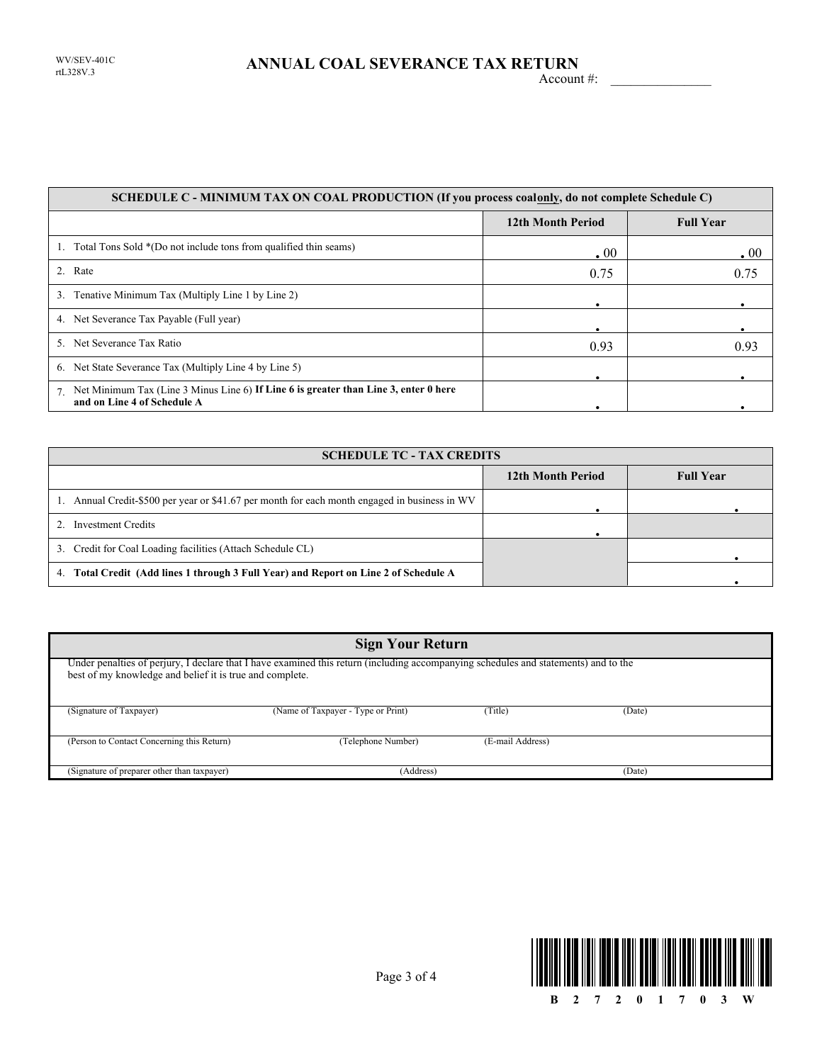WV/SEV-401C
rtL328V.3

# ANNUAL COAL SEVERANCE TAX RETURN

Account #: _______________

| SCHEDULE C - MINIMUM TAX ON COAL PRODUCTION (If you process coal **only**, do not complete Schedule C) | | |
|---|---|---|
| | **12th Month Period** | **Full Year** |
| 1. Total Tons Sold *(Do not include tons from qualified thin seams) | . 00 | . 00 |
| 2. Rate | 0.75 | 0.75 |
| 3. Tenative Minimum Tax (Multiply Line 1 by Line 2) | . | . |
| 4. Net Severance Tax Payable (Full year) | . | . |
| 5. Net Severance Tax Ratio | 0.93 | 0.93 |
| 6. Net State Severance Tax (Multiply Line 4 by Line 5) | . | . |
| 7. Net Minimum Tax (Line 3 Minus Line 6) **If Line 6 is greater than Line 3, enter 0 here and on Line 4 of Schedule A** | . | . |

| SCHEDULE TC - TAX CREDITS | | |
|---|---|---|
| | **12th Month Period** | **Full Year** |
| 1. Annual Credit-$500 per year or $41.67 per month for each month engaged in business in WV | . | . |
| 2. Investment Credits | . | |
| 3. Credit for Coal Loading facilities (Attach Schedule CL) | | . |
| 4. **Total Credit (Add lines 1 through 3 Full Year) and Report on Line 2 of Schedule A** | | . |

## Sign Your Return

Under penalties of perjury, I declare that I have examined this return (including accompanying schedules and statements) and to the best of my knowledge and belief it is true and complete.

(Signature of Taxpayer) (Name of Taxpayer - Type or Print) (Title) (Date)

(Person to Contact Concerning this Return) (Telephone Number) (E-mail Address)

(Signature of preparer other than taxpayer) (Address) (Date)

B 2 7 2 0 1 7 0 3 W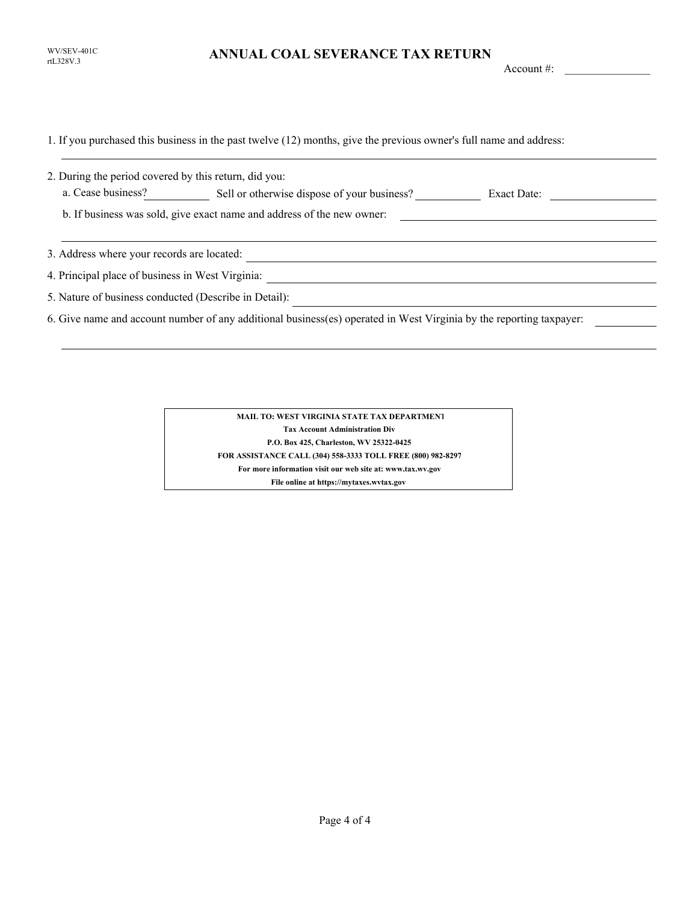WV/SEV-401C
rtL328V.3

# ANNUAL COAL SEVERANCE TAX RETURN

Account #: _______________

1. If you purchased this business in the past twelve (12) months, give the previous owner's full name and address:

_______________________________________________

2. During the period covered by this return, did you:
   a. Cease business? ___________ Sell or otherwise dispose of your business? ___________ Exact Date: ___________________
   b. If business was sold, give exact name and address of the new owner: _______________________________________________

_______________________________________________

3. Address where your records are located: _______________________________________________
4. Principal place of business in West Virginia: _______________________________________________
5. Nature of business conducted (Describe in Detail): _______________________________________________
6. Give name and account number of any additional business(es) operated in West Virginia by the reporting taxpayer: ___________

_______________________________________________

**MAIL TO: WEST VIRGINIA STATE TAX DEPARTMENT**
**Tax Account Administration Div**
**P.O. Box 425, Charleston, WV 25322-0425**
**FOR ASSISTANCE CALL (304) 558-3333 TOLL FREE (800) 982-8297**
**For more information visit our web site at: www.tax.wv.gov**
**File online at https://mytaxes.wvtax.gov**